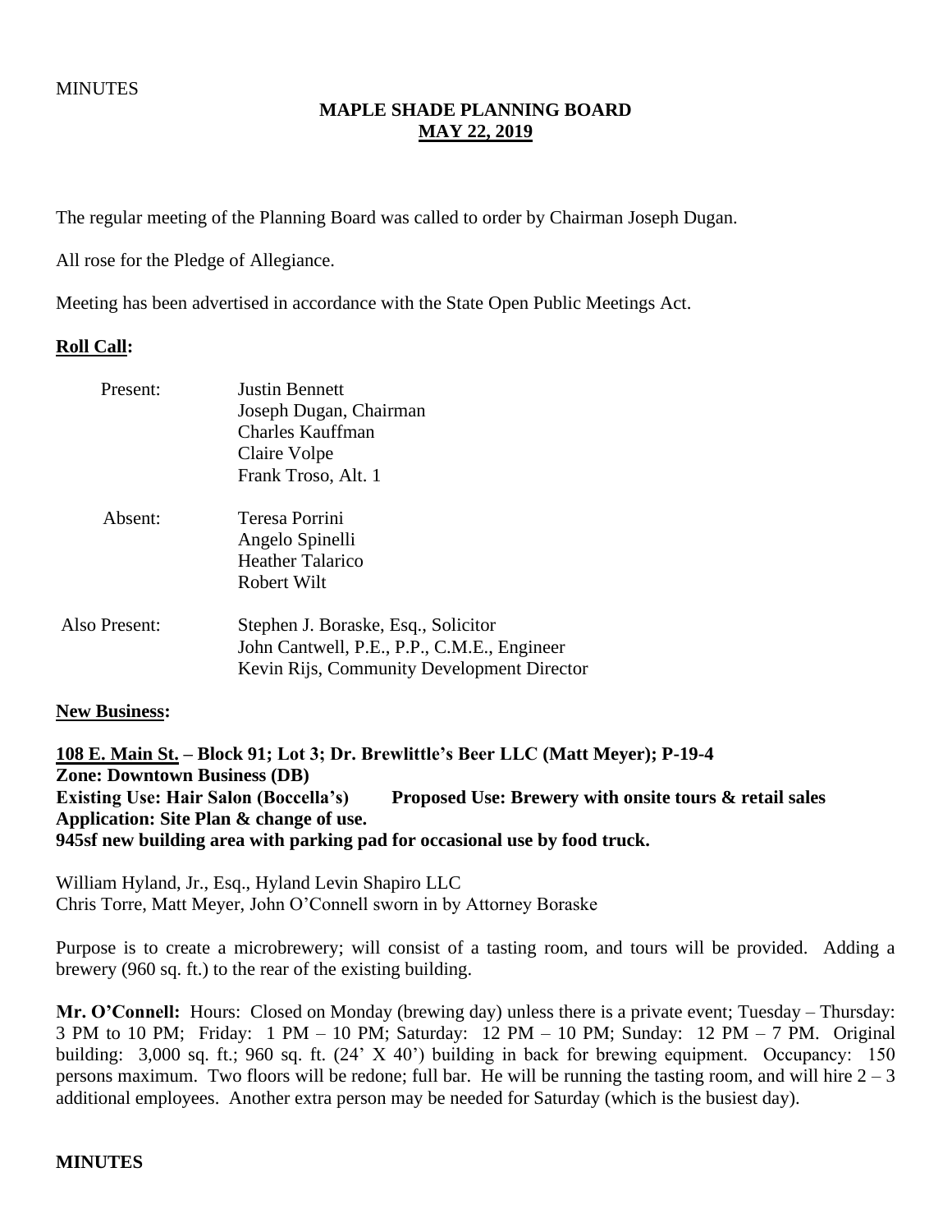MINUTES

# MAPLE SHADE PLANNING BOARD
## MAY 22, 2019

The regular meeting of the Planning Board was called to order by Chairman Joseph Dugan.

All rose for the Pledge of Allegiance.

Meeting has been advertised in accordance with the State Open Public Meetings Act.

**Roll Call:**

Present:
- Justin Bennett
- Joseph Dugan, Chairman
- Charles Kauffman
- Claire Volpe
- Frank Troso, Alt. 1

Absent:
- Teresa Porrini
- Angelo Spinelli
- Heather Talarico
- Robert Wilt

Also Present:
- Stephen J. Boraske, Esq., Solicitor
- John Cantwell, P.E., P.P., C.M.E., Engineer
- Kevin Rijs, Community Development Director

**New Business:**

**108 E. Main St. – Block 91; Lot 3; Dr. Brewlittle's Beer LLC (Matt Meyer); P-19-4**
**Zone: Downtown Business (DB)**
**Existing Use: Hair Salon (Boccella's) Proposed Use: Brewery with onsite tours & retail sales**
**Application: Site Plan & change of use.**
**945sf new building area with parking pad for occasional use by food truck.**

William Hyland, Jr., Esq., Hyland Levin Shapiro LLC
Chris Torre, Matt Meyer, John O'Connell sworn in by Attorney Boraske

Purpose is to create a microbrewery; will consist of a tasting room, and tours will be provided. Adding a brewery (960 sq. ft.) to the rear of the existing building.

**Mr. O'Connell:** Hours: Closed on Monday (brewing day) unless there is a private event; Tuesday – Thursday: 3 PM to 10 PM; Friday: 1 PM – 10 PM; Saturday: 12 PM – 10 PM; Sunday: 12 PM – 7 PM. Original building: 3,000 sq. ft.; 960 sq. ft. (24' X 40') building in back for brewing equipment. Occupancy: 150 persons maximum. Two floors will be redone; full bar. He will be running the tasting room, and will hire 2 – 3 additional employees. Another extra person may be needed for Saturday (which is the busiest day).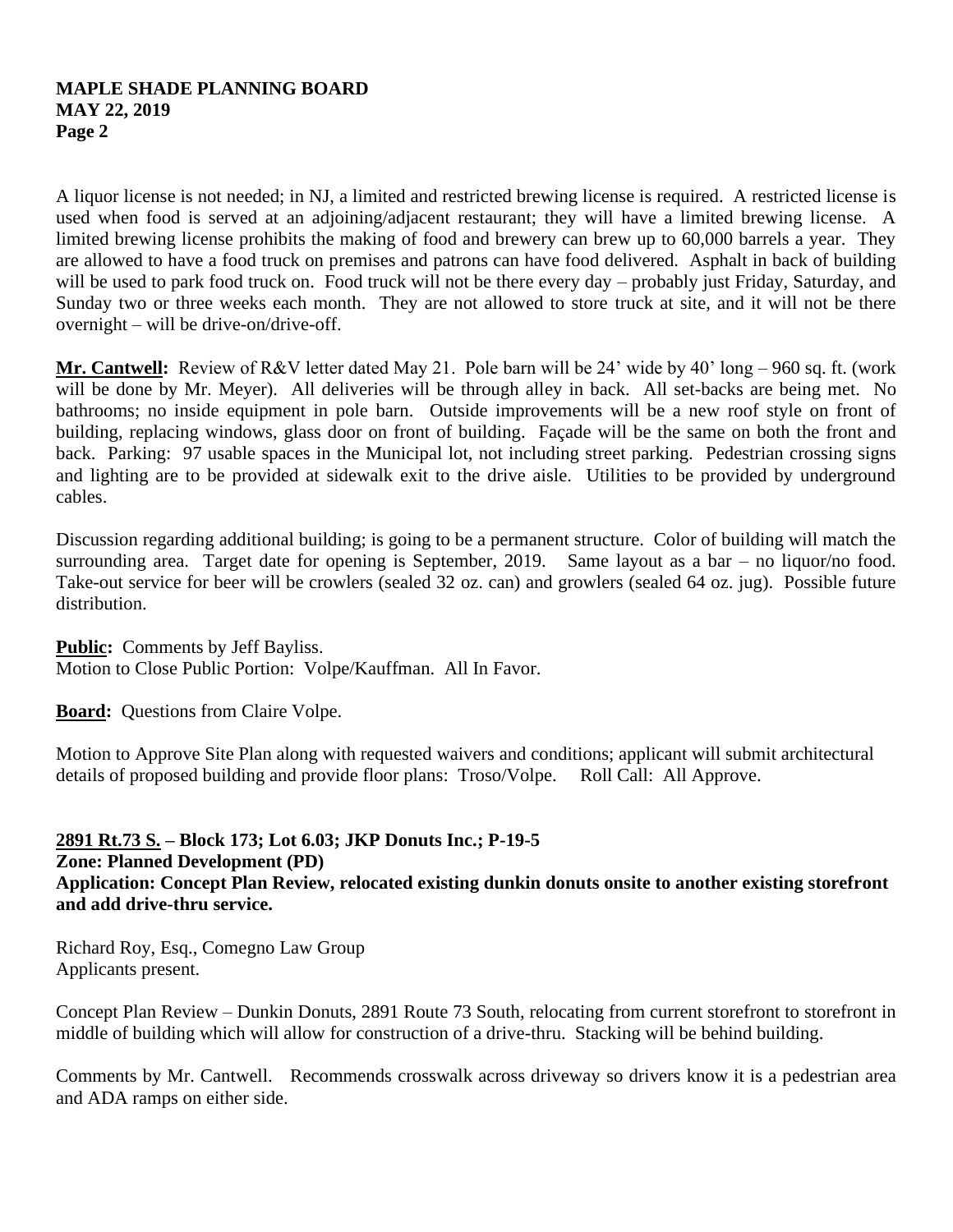A liquor license is not needed; in NJ, a limited and restricted brewing license is required. A restricted license is used when food is served at an adjoining/adjacent restaurant; they will have a limited brewing license. A limited brewing license prohibits the making of food and brewery can brew up to 60,000 barrels a year. They are allowed to have a food truck on premises and patrons can have food delivered. Asphalt in back of building will be used to park food truck on. Food truck will not be there every day – probably just Friday, Saturday, and Sunday two or three weeks each month. They are not allowed to store truck at site, and it will not be there overnight – will be drive-on/drive-off.

**Mr. Cantwell:** Review of R&V letter dated May 21. Pole barn will be 24' wide by 40' long – 960 sq. ft. (work will be done by Mr. Meyer). All deliveries will be through alley in back. All set-backs are being met. No bathrooms; no inside equipment in pole barn. Outside improvements will be a new roof style on front of building, replacing windows, glass door on front of building. Façade will be the same on both the front and back. Parking: 97 usable spaces in the Municipal lot, not including street parking. Pedestrian crossing signs and lighting are to be provided at sidewalk exit to the drive aisle. Utilities to be provided by underground cables.

Discussion regarding additional building; is going to be a permanent structure. Color of building will match the surrounding area. Target date for opening is September, 2019. Same layout as a bar – no liquor/no food. Take-out service for beer will be crowlers (sealed 32 oz. can) and growlers (sealed 64 oz. jug). Possible future distribution.

**Public:** Comments by Jeff Bayliss.
Motion to Close Public Portion: Volpe/Kauffman. All In Favor.

**Board:** Questions from Claire Volpe.

Motion to Approve Site Plan along with requested waivers and conditions; applicant will submit architectural details of proposed building and provide floor plans: Troso/Volpe. Roll Call: All Approve.

**2891 Rt.73 S. – Block 173; Lot 6.03; JKP Donuts Inc.; P-19-5**
**Zone: Planned Development (PD)**
**Application: Concept Plan Review, relocated existing dunkin donuts onsite to another existing storefront and add drive-thru service.**

Richard Roy, Esq., Comegno Law Group
Applicants present.

Concept Plan Review – Dunkin Donuts, 2891 Route 73 South, relocating from current storefront to storefront in middle of building which will allow for construction of a drive-thru. Stacking will be behind building.

Comments by Mr. Cantwell. Recommends crosswalk across driveway so drivers know it is a pedestrian area and ADA ramps on either side.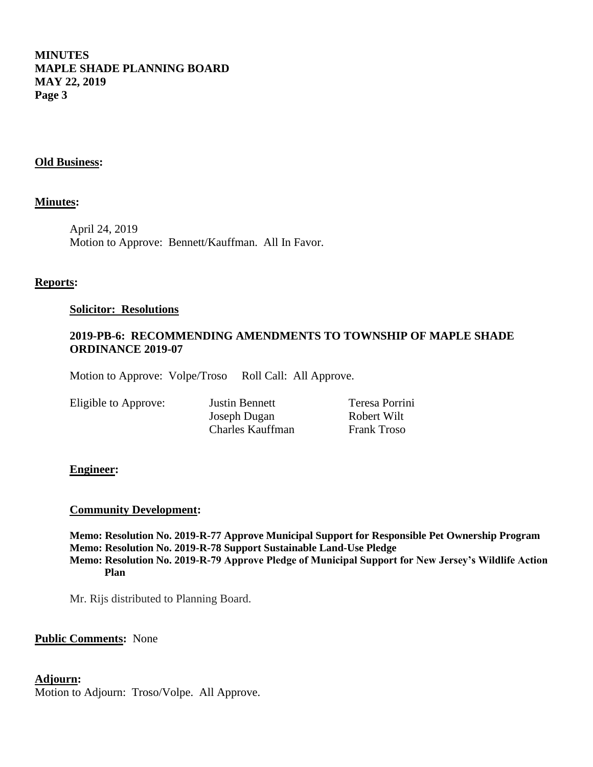**Old Business:**

**Minutes:**

April 24, 2019
Motion to Approve: Bennett/Kauffman. All In Favor.

**Reports:**

**Solicitor: Resolutions**

**2019-PB-6: RECOMMENDING AMENDMENTS TO TOWNSHIP OF MAPLE SHADE ORDINANCE 2019-07**

Motion to Approve: Volpe/Troso Roll Call: All Approve.

| | | |
|---|---|---|
| Eligible to Approve: | Justin Bennett | Teresa Porrini |
| | Joseph Dugan | Robert Wilt |
| | Charles Kauffman | Frank Troso |

**Engineer:**

**Community Development:**

**Memo: Resolution No. 2019-R-77 Approve Municipal Support for Responsible Pet Ownership Program**
**Memo: Resolution No. 2019-R-78 Support Sustainable Land-Use Pledge**
**Memo: Resolution No. 2019-R-79 Approve Pledge of Municipal Support for New Jersey's Wildlife Action Plan**

Mr. Rijs distributed to Planning Board.

**Public Comments:** None

**Adjourn:**
Motion to Adjourn: Troso/Volpe. All Approve.